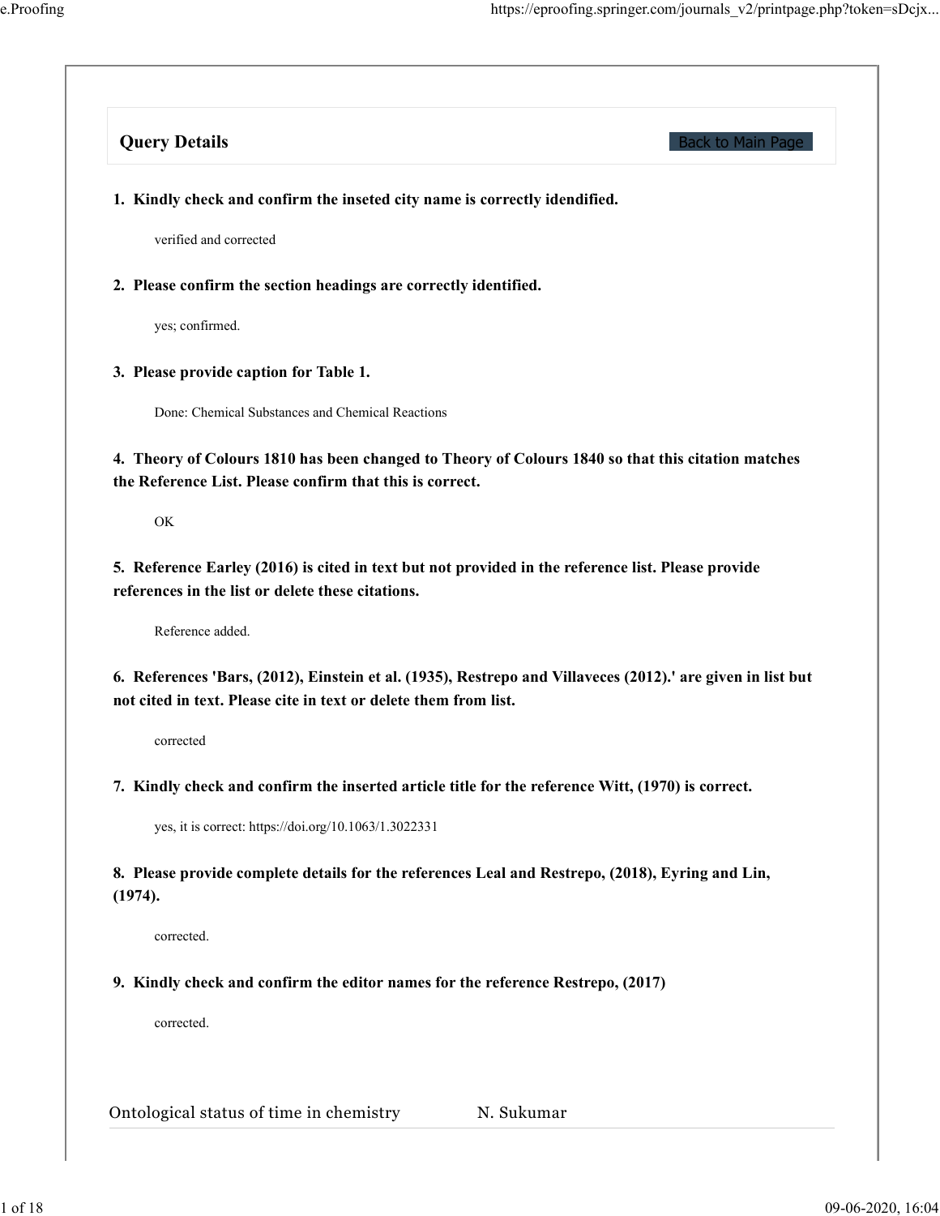## Query Details

Back to Main Page

**1. Kindly check and confirm the inseted city name is correctly idendified.**

verified and corrected

**2. Please confirm the section headings are correctly identified.**

yes; confirmed.

**3. Please provide caption for Table 1.**

Done: Chemical Substances and Chemical Reactions

**4. Theory of Colours 1810 has been changed to Theory of Colours 1840 so that this citation matches the Reference List. Please confirm that this is correct.**

OK

**5. Reference Earley (2016) is cited in text but not provided in the reference list. Please provide references in the list or delete these citations.**

Reference added.

**6. References 'Bars, (2012), Einstein et al. (1935), Restrepo and Villaveces (2012).' are given in list but not cited in text. Please cite in text or delete them from list.**

corrected

**7. Kindly check and confirm the inserted article title for the reference Witt, (1970) is correct.**

yes, it is correct: https://doi.org/10.1063/1.3022331

**8. Please provide complete details for the references Leal and Restrepo, (2018), Eyring and Lin, (1974).**

corrected.

**9. Kindly check and confirm the editor names for the reference Restrepo, (2017)**

corrected.

Ontological status of time in chemistry N. Sukumar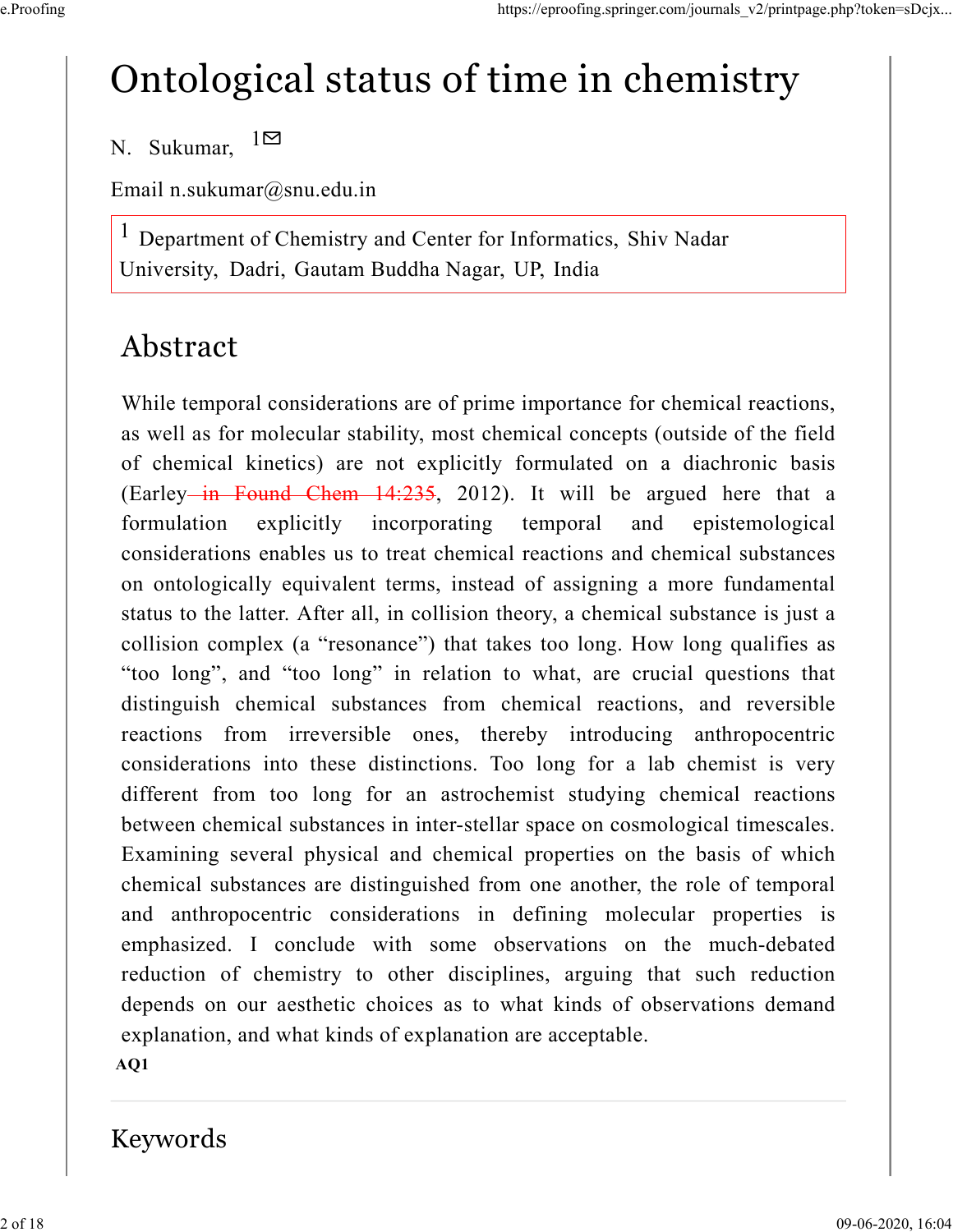# Ontological status of time in chemistry

N. Sukumar, [1]

Email n.sukumar@snu.edu.in

[1] Department of Chemistry and Center for Informatics, Shiv Nadar University, Dadri, Gautam Buddha Nagar, UP, India

## Abstract

While temporal considerations are of prime importance for chemical reactions, as well as for molecular stability, most chemical concepts (outside of the field of chemical kinetics) are not explicitly formulated on a diachronic basis (Earley ~~in Found Chem 14:235~~, 2012). It will be argued here that a formulation explicitly incorporating temporal and epistemological considerations enables us to treat chemical reactions and chemical substances on ontologically equivalent terms, instead of assigning a more fundamental status to the latter. After all, in collision theory, a chemical substance is just a collision complex (a "resonance") that takes too long. How long qualifies as "too long", and "too long" in relation to what, are crucial questions that distinguish chemical substances from chemical reactions, and reversible reactions from irreversible ones, thereby introducing anthropocentric considerations into these distinctions. Too long for a lab chemist is very different from too long for an astrochemist studying chemical reactions between chemical substances in inter-stellar space on cosmological timescales. Examining several physical and chemical properties on the basis of which chemical substances are distinguished from one another, the role of temporal and anthropocentric considerations in defining molecular properties is emphasized. I conclude with some observations on the much-debated reduction of chemistry to other disciplines, arguing that such reduction depends on our aesthetic choices as to what kinds of observations demand explanation, and what kinds of explanation are acceptable.

**AQ1**

## Keywords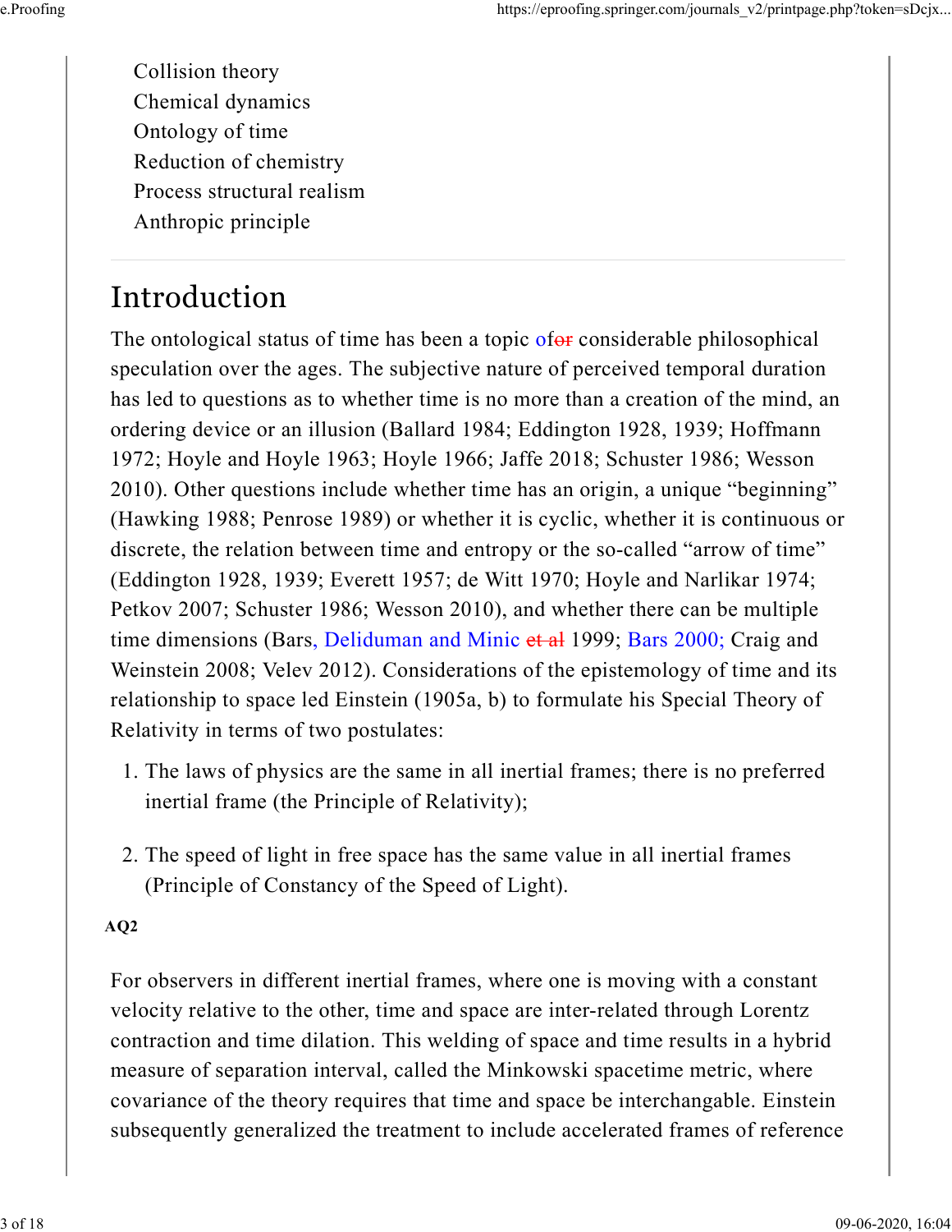Collision theory
Chemical dynamics
Ontology of time
Reduction of chemistry
Process structural realism
Anthropic principle

## Introduction

The ontological status of time has been a topic ofor considerable philosophical speculation over the ages. The subjective nature of perceived temporal duration has led to questions as to whether time is no more than a creation of the mind, an ordering device or an illusion (Ballard 1984; Eddington 1928, 1939; Hoffmann 1972; Hoyle and Hoyle 1963; Hoyle 1966; Jaffe 2018; Schuster 1986; Wesson 2010). Other questions include whether time has an origin, a unique "beginning" (Hawking 1988; Penrose 1989) or whether it is cyclic, whether it is continuous or discrete, the relation between time and entropy or the so-called "arrow of time" (Eddington 1928, 1939; Everett 1957; de Witt 1970; Hoyle and Narlikar 1974; Petkov 2007; Schuster 1986; Wesson 2010), and whether there can be multiple time dimensions (Bars, Deliduman and Minic et al 1999; Bars 2000; Craig and Weinstein 2008; Velev 2012). Considerations of the epistemology of time and its relationship to space led Einstein (1905a, b) to formulate his Special Theory of Relativity in terms of two postulates:

1. The laws of physics are the same in all inertial frames; there is no preferred inertial frame (the Principle of Relativity);

2. The speed of light in free space has the same value in all inertial frames (Principle of Constancy of the Speed of Light).

**AQ2**

For observers in different inertial frames, where one is moving with a constant velocity relative to the other, time and space are inter-related through Lorentz contraction and time dilation. This welding of space and time results in a hybrid measure of separation interval, called the Minkowski spacetime metric, where covariance of the theory requires that time and space be interchangable. Einstein subsequently generalized the treatment to include accelerated frames of reference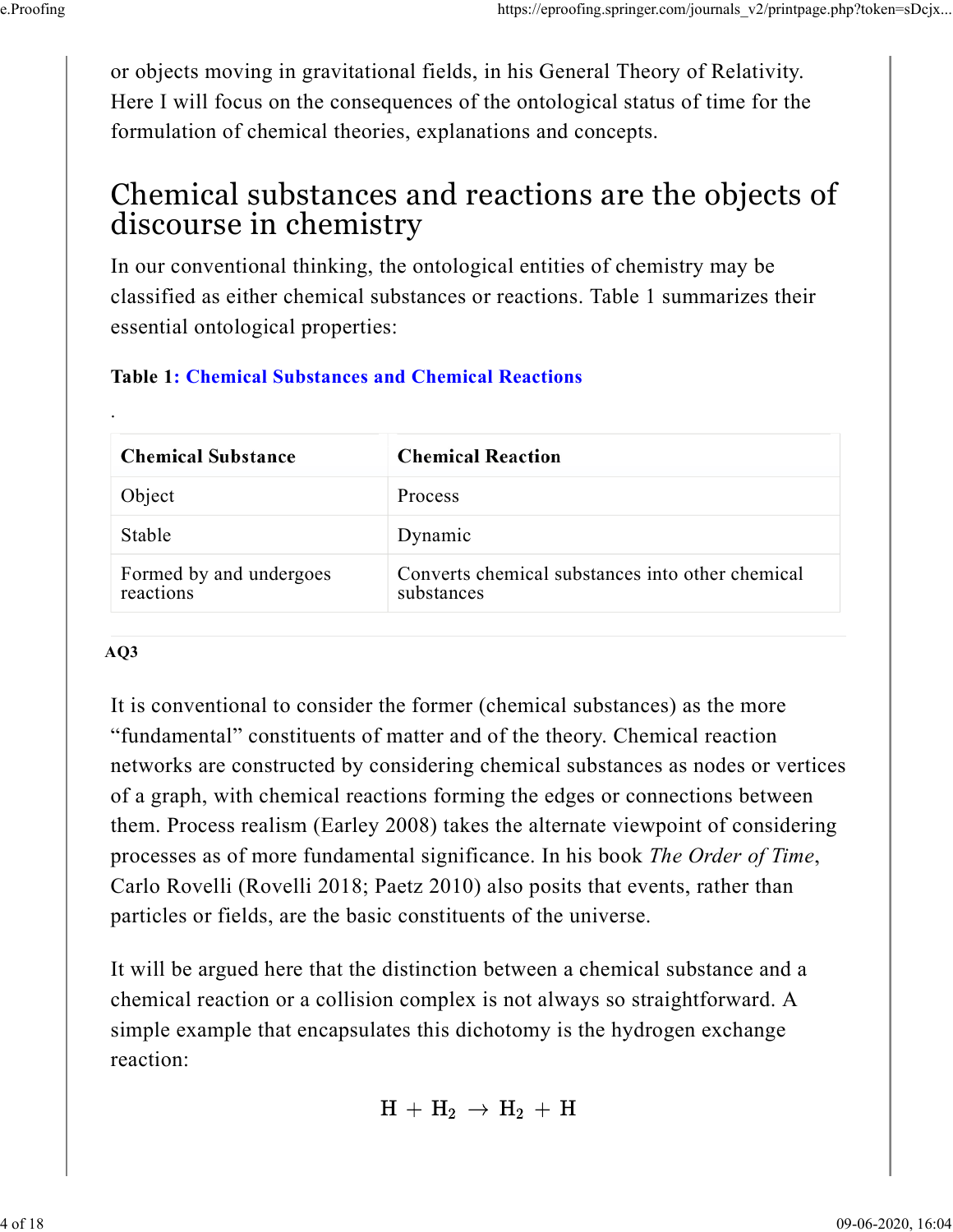or objects moving in gravitational fields, in his General Theory of Relativity. Here I will focus on the consequences of the ontological status of time for the formulation of chemical theories, explanations and concepts.

## Chemical substances and reactions are the objects of discourse in chemistry

In our conventional thinking, the ontological entities of chemistry may be classified as either chemical substances or reactions. Table 1 summarizes their essential ontological properties:

**Table 1: Chemical Substances and Chemical Reactions**

.

| Chemical Substance | Chemical Reaction |
|---|---|
| Object | Process |
| Stable | Dynamic |
| Formed by and undergoes reactions | Converts chemical substances into other chemical substances |

**AQ3**

It is conventional to consider the former (chemical substances) as the more "fundamental" constituents of matter and of the theory. Chemical reaction networks are constructed by considering chemical substances as nodes or vertices of a graph, with chemical reactions forming the edges or connections between them. Process realism (Earley 2008) takes the alternate viewpoint of considering processes as of more fundamental significance. In his book *The Order of Time*, Carlo Rovelli (Rovelli 2018; Paetz 2010) also posits that events, rather than particles or fields, are the basic constituents of the universe.

It will be argued here that the distinction between a chemical substance and a chemical reaction or a collision complex is not always so straightforward. A simple example that encapsulates this dichotomy is the hydrogen exchange reaction:

$$H + H_2 \rightarrow H_2 + H$$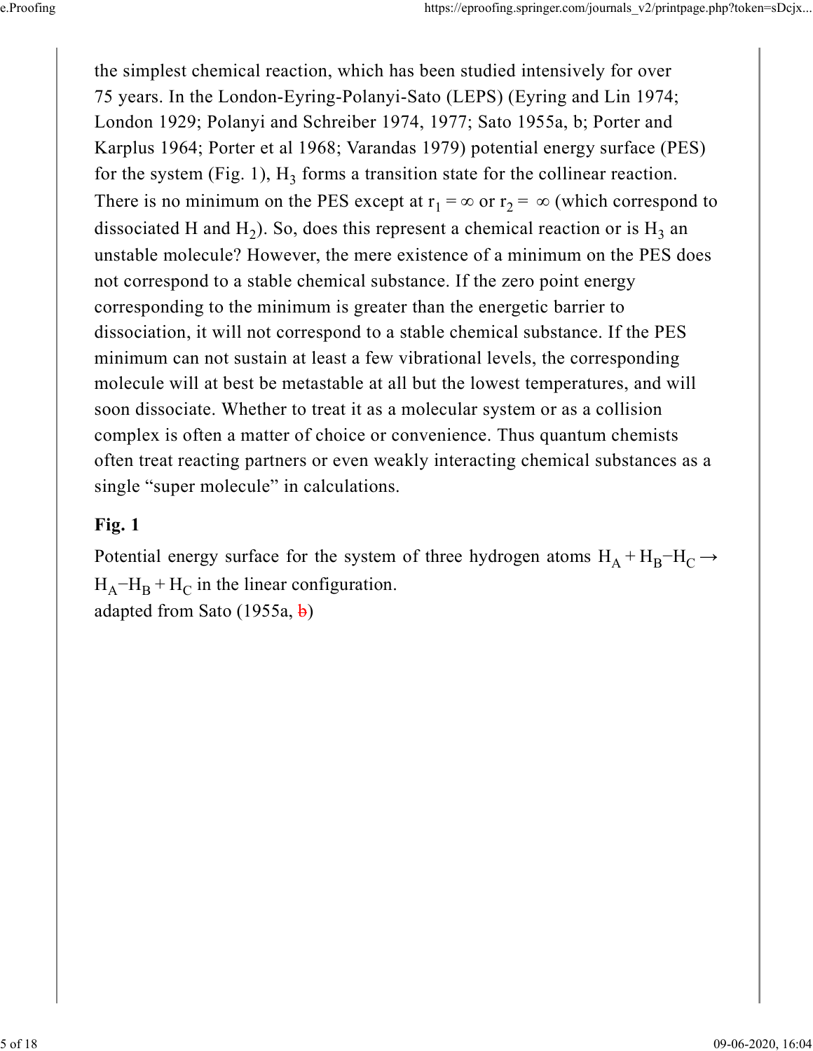the simplest chemical reaction, which has been studied intensively for over 75 years. In the London-Eyring-Polanyi-Sato (LEPS) (Eyring and Lin 1974; London 1929; Polanyi and Schreiber 1974, 1977; Sato 1955a, b; Porter and Karplus 1964; Porter et al 1968; Varandas 1979) potential energy surface (PES) for the system (Fig. 1), $H_3$ forms a transition state for the collinear reaction. There is no minimum on the PES except at $r_1 = \infty$ or $r_2 = \infty$ (which correspond to dissociated H and $H_2$). So, does this represent a chemical reaction or is $H_3$ an unstable molecule? However, the mere existence of a minimum on the PES does not correspond to a stable chemical substance. If the zero point energy corresponding to the minimum is greater than the energetic barrier to dissociation, it will not correspond to a stable chemical substance. If the PES minimum can not sustain at least a few vibrational levels, the corresponding molecule will at best be metastable at all but the lowest temperatures, and will soon dissociate. Whether to treat it as a molecular system or as a collision complex is often a matter of choice or convenience. Thus quantum chemists often treat reacting partners or even weakly interacting chemical substances as a single "super molecule" in calculations.

**Fig. 1**

Potential energy surface for the system of three hydrogen atoms $H_A + H_B{-}H_C \rightarrow H_A{-}H_B + H_C$ in the linear configuration.
adapted from Sato (1955a, ~~b~~)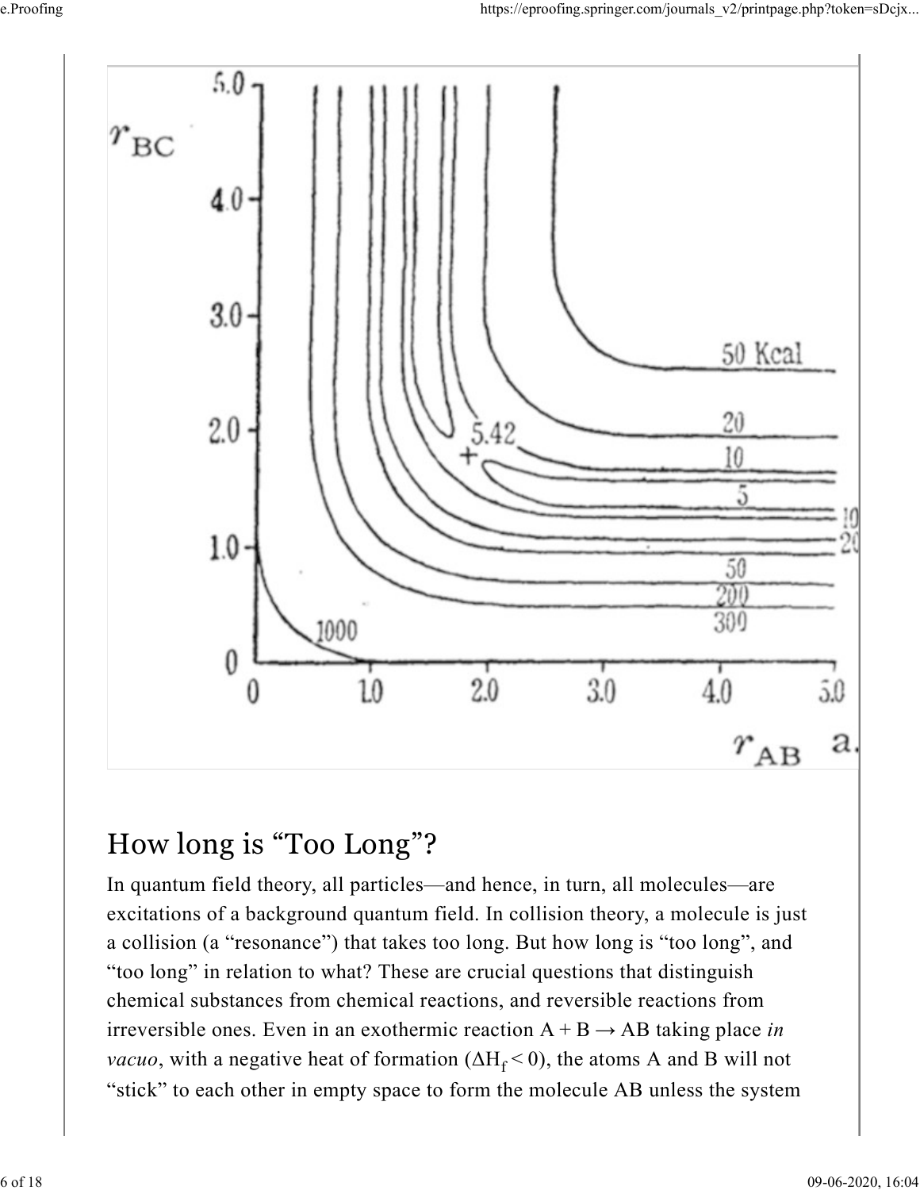## How long is “Too Long”?

In quantum field theory, all particles—and hence, in turn, all molecules—are excitations of a background quantum field. In collision theory, a molecule is just a collision (a “resonance”) that takes too long. But how long is “too long”, and “too long” in relation to what? These are crucial questions that distinguish chemical substances from chemical reactions, and reversible reactions from irreversible ones. Even in an exothermic reaction A + B → AB taking place *in vacuo*, with a negative heat of formation ($\Delta H_f < 0$), the atoms A and B will not “stick” to each other in empty space to form the molecule AB unless the system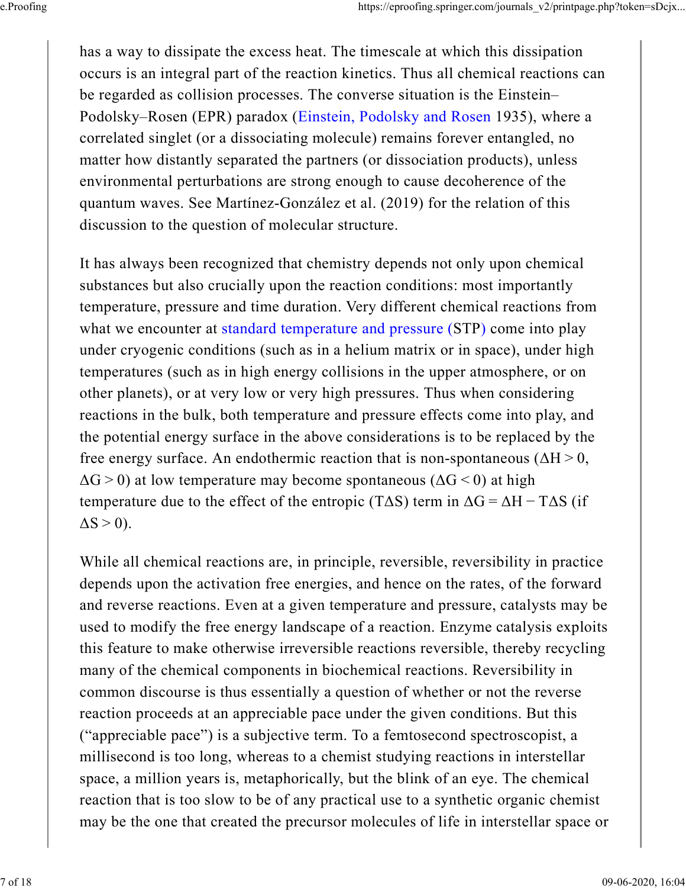has a way to dissipate the excess heat. The timescale at which this dissipation occurs is an integral part of the reaction kinetics. Thus all chemical reactions can be regarded as collision processes. The converse situation is the Einstein–Podolsky–Rosen (EPR) paradox (Einstein, Podolsky and Rosen 1935), where a correlated singlet (or a dissociating molecule) remains forever entangled, no matter how distantly separated the partners (or dissociation products), unless environmental perturbations are strong enough to cause decoherence of the quantum waves. See Martínez-González et al. (2019) for the relation of this discussion to the question of molecular structure.

It has always been recognized that chemistry depends not only upon chemical substances but also crucially upon the reaction conditions: most importantly temperature, pressure and time duration. Very different chemical reactions from what we encounter at standard temperature and pressure (STP) come into play under cryogenic conditions (such as in a helium matrix or in space), under high temperatures (such as in high energy collisions in the upper atmosphere, or on other planets), or at very low or very high pressures. Thus when considering reactions in the bulk, both temperature and pressure effects come into play, and the potential energy surface in the above considerations is to be replaced by the free energy surface. An endothermic reaction that is non-spontaneous ($\Delta H > 0$, $\Delta G > 0$) at low temperature may become spontaneous ($\Delta G < 0$) at high temperature due to the effect of the entropic ($T\Delta S$) term in $\Delta G = \Delta H - T\Delta S$ (if $\Delta S > 0$).

While all chemical reactions are, in principle, reversible, reversibility in practice depends upon the activation free energies, and hence on the rates, of the forward and reverse reactions. Even at a given temperature and pressure, catalysts may be used to modify the free energy landscape of a reaction. Enzyme catalysis exploits this feature to make otherwise irreversible reactions reversible, thereby recycling many of the chemical components in biochemical reactions. Reversibility in common discourse is thus essentially a question of whether or not the reverse reaction proceeds at an appreciable pace under the given conditions. But this ("appreciable pace") is a subjective term. To a femtosecond spectroscopist, a millisecond is too long, whereas to a chemist studying reactions in interstellar space, a million years is, metaphorically, but the blink of an eye. The chemical reaction that is too slow to be of any practical use to a synthetic organic chemist may be the one that created the precursor molecules of life in interstellar space or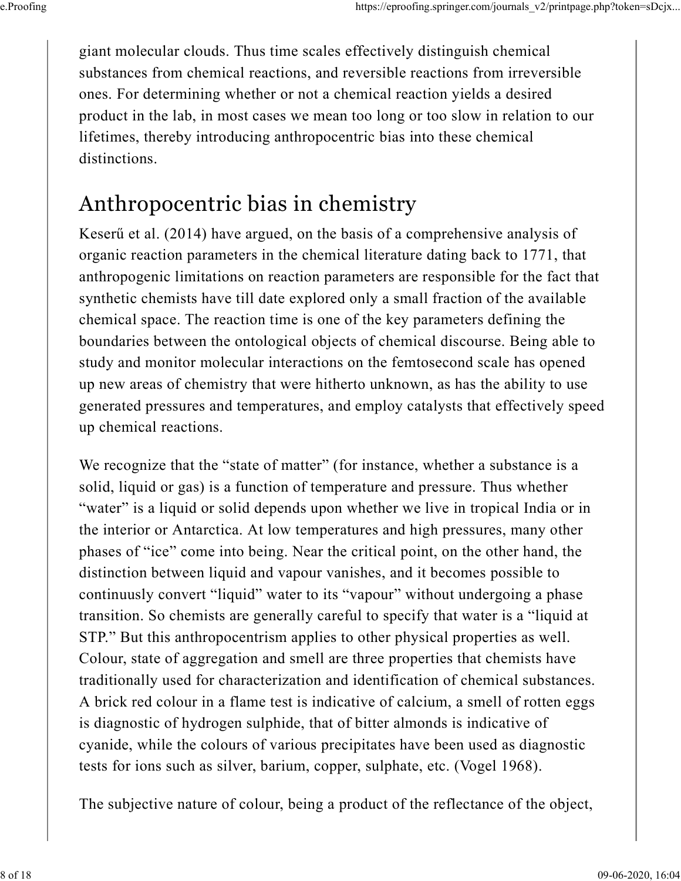giant molecular clouds. Thus time scales effectively distinguish chemical substances from chemical reactions, and reversible reactions from irreversible ones. For determining whether or not a chemical reaction yields a desired product in the lab, in most cases we mean too long or too slow in relation to our lifetimes, thereby introducing anthropocentric bias into these chemical distinctions.

## Anthropocentric bias in chemistry

Keserű et al. (2014) have argued, on the basis of a comprehensive analysis of organic reaction parameters in the chemical literature dating back to 1771, that anthropogenic limitations on reaction parameters are responsible for the fact that synthetic chemists have till date explored only a small fraction of the available chemical space. The reaction time is one of the key parameters defining the boundaries between the ontological objects of chemical discourse. Being able to study and monitor molecular interactions on the femtosecond scale has opened up new areas of chemistry that were hitherto unknown, as has the ability to use generated pressures and temperatures, and employ catalysts that effectively speed up chemical reactions.

We recognize that the "state of matter" (for instance, whether a substance is a solid, liquid or gas) is a function of temperature and pressure. Thus whether "water" is a liquid or solid depends upon whether we live in tropical India or in the interior or Antarctica. At low temperatures and high pressures, many other phases of "ice" come into being. Near the critical point, on the other hand, the distinction between liquid and vapour vanishes, and it becomes possible to continuusly convert "liquid" water to its "vapour" without undergoing a phase transition. So chemists are generally careful to specify that water is a "liquid at STP." But this anthropocentrism applies to other physical properties as well. Colour, state of aggregation and smell are three properties that chemists have traditionally used for characterization and identification of chemical substances. A brick red colour in a flame test is indicative of calcium, a smell of rotten eggs is diagnostic of hydrogen sulphide, that of bitter almonds is indicative of cyanide, while the colours of various precipitates have been used as diagnostic tests for ions such as silver, barium, copper, sulphate, etc. (Vogel 1968).

The subjective nature of colour, being a product of the reflectance of the object,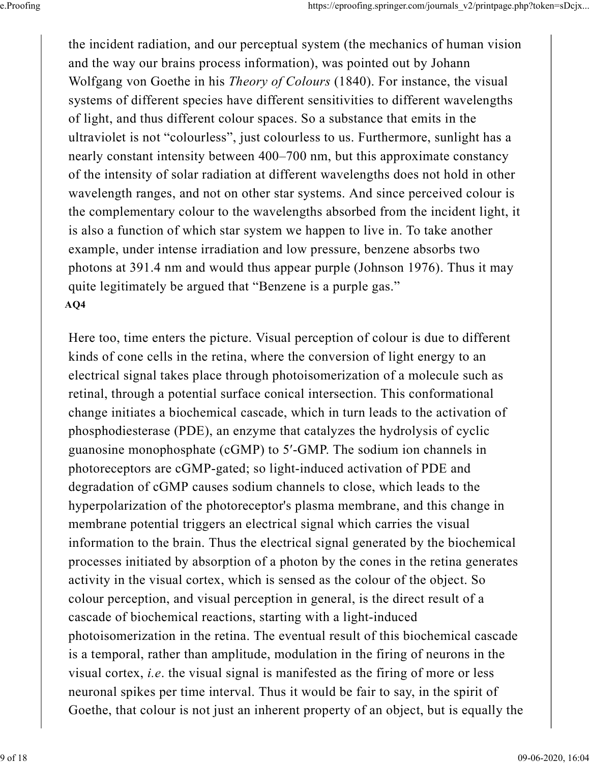the incident radiation, and our perceptual system (the mechanics of human vision and the way our brains process information), was pointed out by Johann Wolfgang von Goethe in his *Theory of Colours* (1840). For instance, the visual systems of different species have different sensitivities to different wavelengths of light, and thus different colour spaces. So a substance that emits in the ultraviolet is not “colourless”, just colourless to us. Furthermore, sunlight has a nearly constant intensity between 400–700 nm, but this approximate constancy of the intensity of solar radiation at different wavelengths does not hold in other wavelength ranges, and not on other star systems. And since perceived colour is the complementary colour to the wavelengths absorbed from the incident light, it is also a function of which star system we happen to live in. To take another example, under intense irradiation and low pressure, benzene absorbs two photons at 391.4 nm and would thus appear purple (Johnson 1976). Thus it may quite legitimately be argued that “Benzene is a purple gas.”

**AQ4**

Here too, time enters the picture. Visual perception of colour is due to different kinds of cone cells in the retina, where the conversion of light energy to an electrical signal takes place through photoisomerization of a molecule such as retinal, through a potential surface conical intersection. This conformational change initiates a biochemical cascade, which in turn leads to the activation of phosphodiesterase (PDE), an enzyme that catalyzes the hydrolysis of cyclic guanosine monophosphate (cGMP) to 5′-GMP. The sodium ion channels in photoreceptors are cGMP-gated; so light-induced activation of PDE and degradation of cGMP causes sodium channels to close, which leads to the hyperpolarization of the photoreceptor's plasma membrane, and this change in membrane potential triggers an electrical signal which carries the visual information to the brain. Thus the electrical signal generated by the biochemical processes initiated by absorption of a photon by the cones in the retina generates activity in the visual cortex, which is sensed as the colour of the object. So colour perception, and visual perception in general, is the direct result of a cascade of biochemical reactions, starting with a light-induced photoisomerization in the retina. The eventual result of this biochemical cascade is a temporal, rather than amplitude, modulation in the firing of neurons in the visual cortex, *i.e.* the visual signal is manifested as the firing of more or less neuronal spikes per time interval. Thus it would be fair to say, in the spirit of Goethe, that colour is not just an inherent property of an object, but is equally the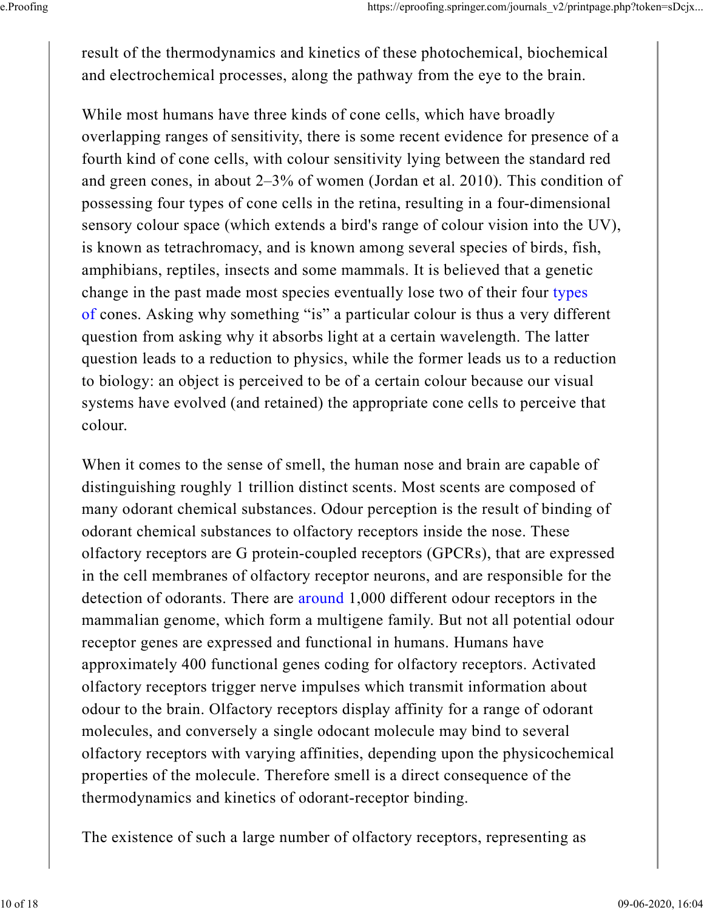result of the thermodynamics and kinetics of these photochemical, biochemical and electrochemical processes, along the pathway from the eye to the brain.

While most humans have three kinds of cone cells, which have broadly overlapping ranges of sensitivity, there is some recent evidence for presence of a fourth kind of cone cells, with colour sensitivity lying between the standard red and green cones, in about 2–3% of women (Jordan et al. 2010). This condition of possessing four types of cone cells in the retina, resulting in a four-dimensional sensory colour space (which extends a bird's range of colour vision into the UV), is known as tetrachromacy, and is known among several species of birds, fish, amphibians, reptiles, insects and some mammals. It is believed that a genetic change in the past made most species eventually lose two of their four types of cones. Asking why something "is" a particular colour is thus a very different question from asking why it absorbs light at a certain wavelength. The latter question leads to a reduction to physics, while the former leads us to a reduction to biology: an object is perceived to be of a certain colour because our visual systems have evolved (and retained) the appropriate cone cells to perceive that colour.

When it comes to the sense of smell, the human nose and brain are capable of distinguishing roughly 1 trillion distinct scents. Most scents are composed of many odorant chemical substances. Odour perception is the result of binding of odorant chemical substances to olfactory receptors inside the nose. These olfactory receptors are G protein-coupled receptors (GPCRs), that are expressed in the cell membranes of olfactory receptor neurons, and are responsible for the detection of odorants. There are around 1,000 different odour receptors in the mammalian genome, which form a multigene family. But not all potential odour receptor genes are expressed and functional in humans. Humans have approximately 400 functional genes coding for olfactory receptors. Activated olfactory receptors trigger nerve impulses which transmit information about odour to the brain. Olfactory receptors display affinity for a range of odorant molecules, and conversely a single odocant molecule may bind to several olfactory receptors with varying affinities, depending upon the physicochemical properties of the molecule. Therefore smell is a direct consequence of the thermodynamics and kinetics of odorant-receptor binding.

The existence of such a large number of olfactory receptors, representing as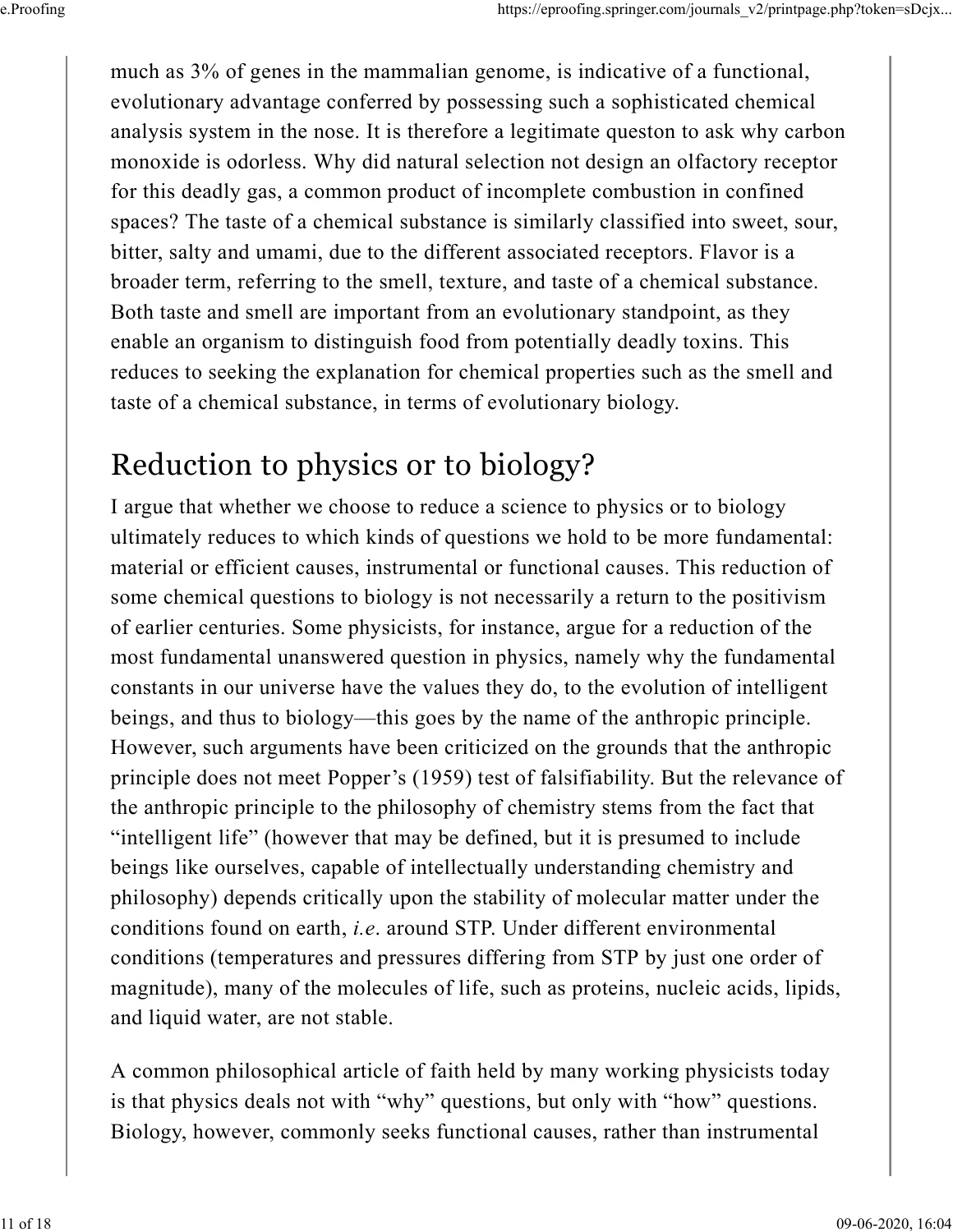much as 3% of genes in the mammalian genome, is indicative of a functional, evolutionary advantage conferred by possessing such a sophisticated chemical analysis system in the nose. It is therefore a legitimate queston to ask why carbon monoxide is odorless. Why did natural selection not design an olfactory receptor for this deadly gas, a common product of incomplete combustion in confined spaces? The taste of a chemical substance is similarly classified into sweet, sour, bitter, salty and umami, due to the different associated receptors. Flavor is a broader term, referring to the smell, texture, and taste of a chemical substance. Both taste and smell are important from an evolutionary standpoint, as they enable an organism to distinguish food from potentially deadly toxins. This reduces to seeking the explanation for chemical properties such as the smell and taste of a chemical substance, in terms of evolutionary biology.

## Reduction to physics or to biology?

I argue that whether we choose to reduce a science to physics or to biology ultimately reduces to which kinds of questions we hold to be more fundamental: material or efficient causes, instrumental or functional causes. This reduction of some chemical questions to biology is not necessarily a return to the positivism of earlier centuries. Some physicists, for instance, argue for a reduction of the most fundamental unanswered question in physics, namely why the fundamental constants in our universe have the values they do, to the evolution of intelligent beings, and thus to biology—this goes by the name of the anthropic principle. However, such arguments have been criticized on the grounds that the anthropic principle does not meet Popper's (1959) test of falsifiability. But the relevance of the anthropic principle to the philosophy of chemistry stems from the fact that "intelligent life" (however that may be defined, but it is presumed to include beings like ourselves, capable of intellectually understanding chemistry and philosophy) depends critically upon the stability of molecular matter under the conditions found on earth, *i.e.* around STP. Under different environmental conditions (temperatures and pressures differing from STP by just one order of magnitude), many of the molecules of life, such as proteins, nucleic acids, lipids, and liquid water, are not stable.

A common philosophical article of faith held by many working physicists today is that physics deals not with "why" questions, but only with "how" questions. Biology, however, commonly seeks functional causes, rather than instrumental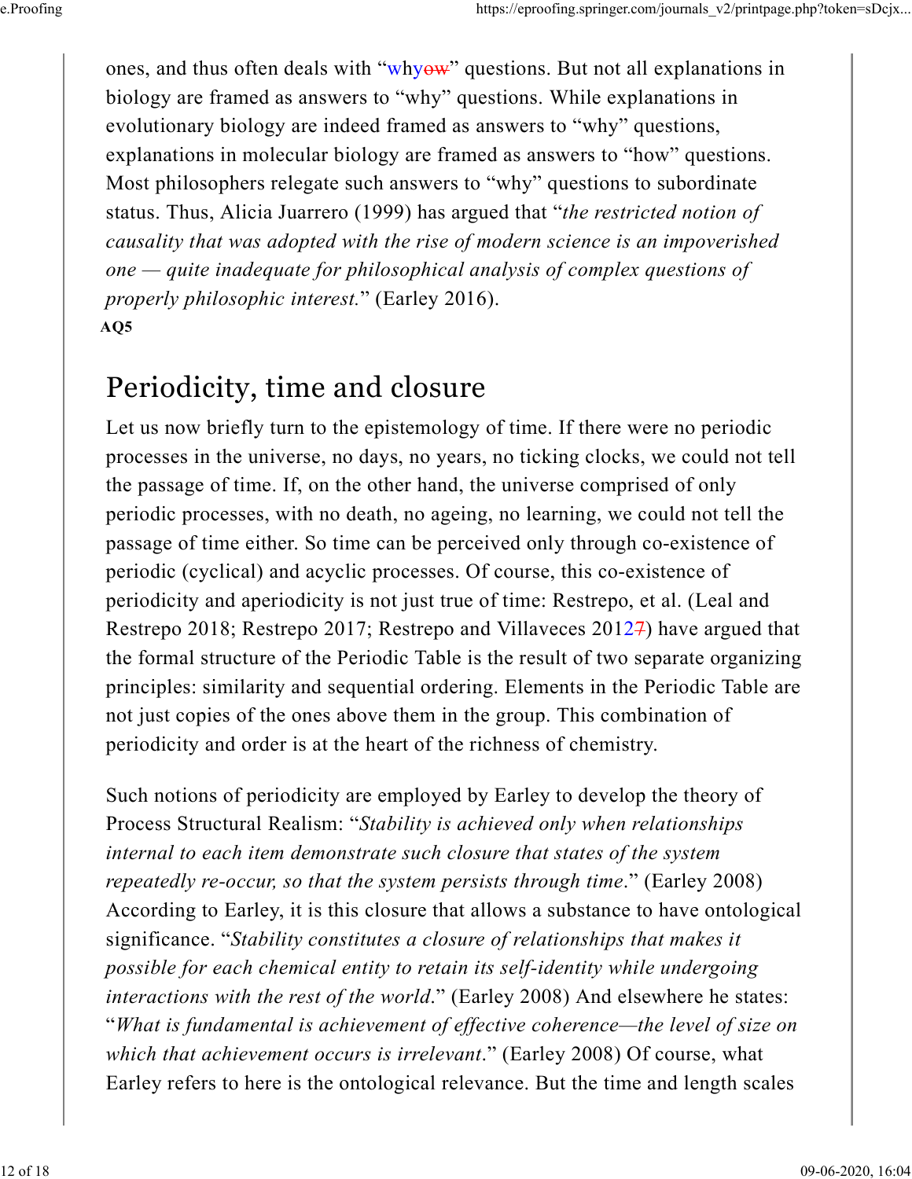ones, and thus often deals with "whyow" questions. But not all explanations in biology are framed as answers to "why" questions. While explanations in evolutionary biology are indeed framed as answers to "why" questions, explanations in molecular biology are framed as answers to "how" questions. Most philosophers relegate such answers to "why" questions to subordinate status. Thus, Alicia Juarrero (1999) has argued that "*the restricted notion of causality that was adopted with the rise of modern science is an impoverished one — quite inadequate for philosophical analysis of complex questions of properly philosophic interest.*" (Earley 2016).

**AQ5**

## Periodicity, time and closure

Let us now briefly turn to the epistemology of time. If there were no periodic processes in the universe, no days, no years, no ticking clocks, we could not tell the passage of time. If, on the other hand, the universe comprised of only periodic processes, with no death, no ageing, no learning, we could not tell the passage of time either. So time can be perceived only through co-existence of periodic (cyclical) and acyclic processes. Of course, this co-existence of periodicity and aperiodicity is not just true of time: Restrepo, et al. (Leal and Restrepo 2018; Restrepo 2017; Restrepo and Villaveces 20127) have argued that the formal structure of the Periodic Table is the result of two separate organizing principles: similarity and sequential ordering. Elements in the Periodic Table are not just copies of the ones above them in the group. This combination of periodicity and order is at the heart of the richness of chemistry.

Such notions of periodicity are employed by Earley to develop the theory of Process Structural Realism: "*Stability is achieved only when relationships internal to each item demonstrate such closure that states of the system repeatedly re-occur, so that the system persists through time*." (Earley 2008) According to Earley, it is this closure that allows a substance to have ontological significance. "*Stability constitutes a closure of relationships that makes it possible for each chemical entity to retain its self-identity while undergoing interactions with the rest of the world*." (Earley 2008) And elsewhere he states: "*What is fundamental is achievement of effective coherence—the level of size on which that achievement occurs is irrelevant*." (Earley 2008) Of course, what Earley refers to here is the ontological relevance. But the time and length scales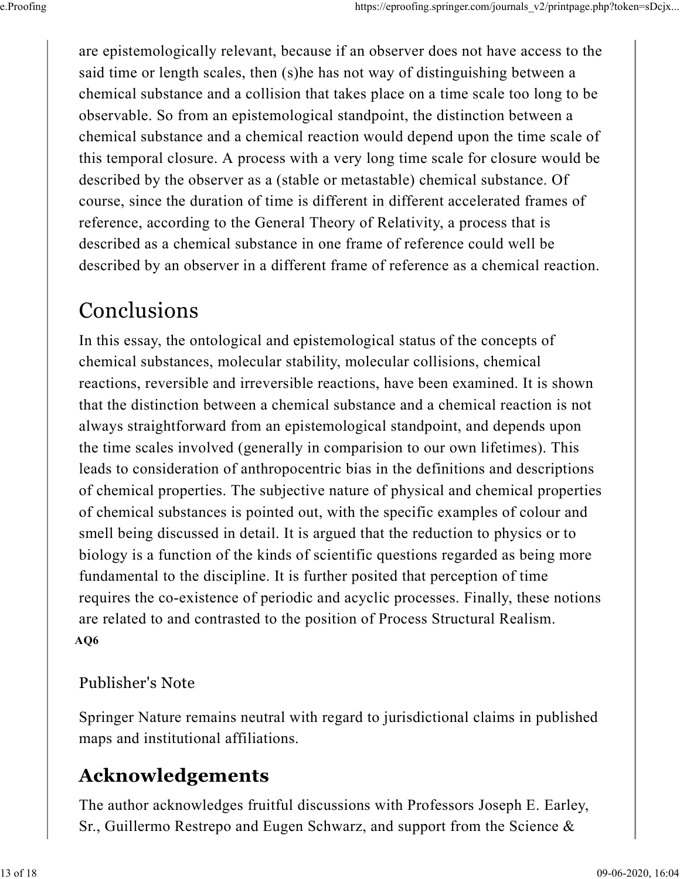are epistemologically relevant, because if an observer does not have access to the said time or length scales, then (s)he has not way of distinguishing between a chemical substance and a collision that takes place on a time scale too long to be observable. So from an epistemological standpoint, the distinction between a chemical substance and a chemical reaction would depend upon the time scale of this temporal closure. A process with a very long time scale for closure would be described by the observer as a (stable or metastable) chemical substance. Of course, since the duration of time is different in different accelerated frames of reference, according to the General Theory of Relativity, a process that is described as a chemical substance in one frame of reference could well be described by an observer in a different frame of reference as a chemical reaction.

## Conclusions

In this essay, the ontological and epistemological status of the concepts of chemical substances, molecular stability, molecular collisions, chemical reactions, reversible and irreversible reactions, have been examined. It is shown that the distinction between a chemical substance and a chemical reaction is not always straightforward from an epistemological standpoint, and depends upon the time scales involved (generally in comparision to our own lifetimes). This leads to consideration of anthropocentric bias in the definitions and descriptions of chemical properties. The subjective nature of physical and chemical properties of chemical substances is pointed out, with the specific examples of colour and smell being discussed in detail. It is argued that the reduction to physics or to biology is a function of the kinds of scientific questions regarded as being more fundamental to the discipline. It is further posited that perception of time requires the co-existence of periodic and acyclic processes. Finally, these notions are related to and contrasted to the position of Process Structural Realism.

**AQ6**

### Publisher's Note

Springer Nature remains neutral with regard to jurisdictional claims in published maps and institutional affiliations.

## Acknowledgements

The author acknowledges fruitful discussions with Professors Joseph E. Earley, Sr., Guillermo Restrepo and Eugen Schwarz, and support from the Science &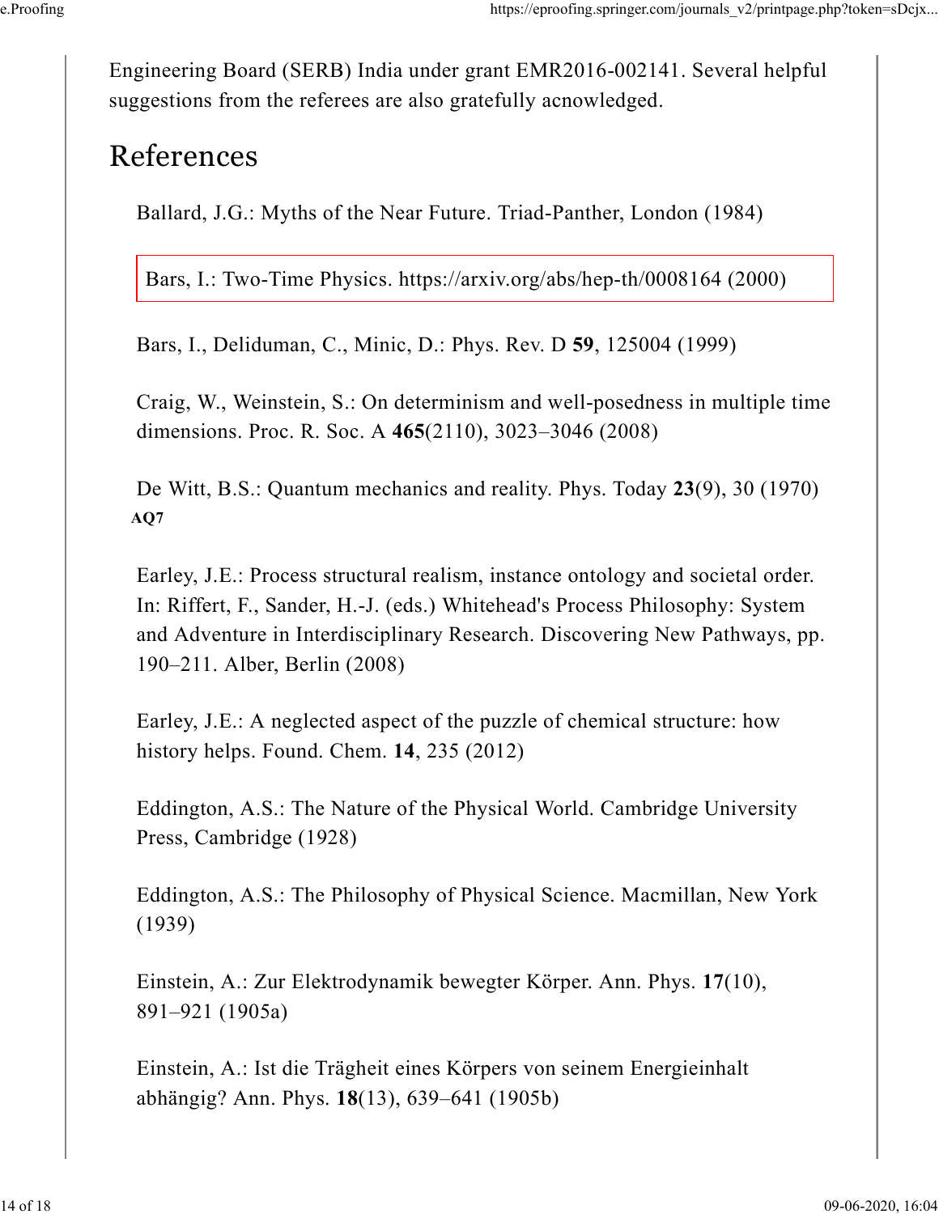Engineering Board (SERB) India under grant EMR2016-002141. Several helpful suggestions from the referees are also gratefully acnowledged.

# References

Ballard, J.G.: Myths of the Near Future. Triad-Panther, London (1984)

Bars, I.: Two-Time Physics. https://arxiv.org/abs/hep-th/0008164 (2000)

Bars, I., Deliduman, C., Minic, D.: Phys. Rev. D **59**, 125004 (1999)

Craig, W., Weinstein, S.: On determinism and well-posedness in multiple time dimensions. Proc. R. Soc. A **465**(2110), 3023–3046 (2008)

De Witt, B.S.: Quantum mechanics and reality. Phys. Today **23**(9), 30 (1970)

**AQ7**

Earley, J.E.: Process structural realism, instance ontology and societal order. In: Riffert, F., Sander, H.-J. (eds.) Whitehead's Process Philosophy: System and Adventure in Interdisciplinary Research. Discovering New Pathways, pp. 190–211. Alber, Berlin (2008)

Earley, J.E.: A neglected aspect of the puzzle of chemical structure: how history helps. Found. Chem. **14**, 235 (2012)

Eddington, A.S.: The Nature of the Physical World. Cambridge University Press, Cambridge (1928)

Eddington, A.S.: The Philosophy of Physical Science. Macmillan, New York (1939)

Einstein, A.: Zur Elektrodynamik bewegter Körper. Ann. Phys. **17**(10), 891–921 (1905a)

Einstein, A.: Ist die Trägheit eines Körpers von seinem Energieinhalt abhängig? Ann. Phys. **18**(13), 639–641 (1905b)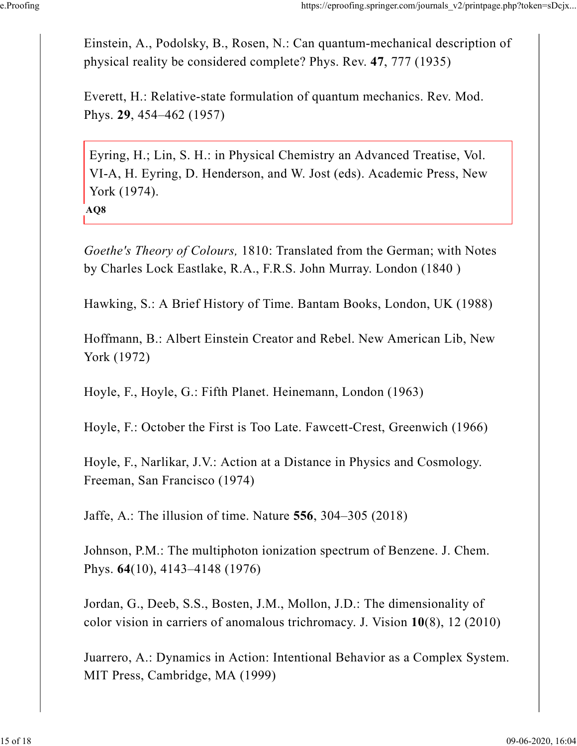Einstein, A., Podolsky, B., Rosen, N.: Can quantum-mechanical description of physical reality be considered complete? Phys. Rev. **47**, 777 (1935)

Everett, H.: Relative-state formulation of quantum mechanics. Rev. Mod. Phys. **29**, 454–462 (1957)

Eyring, H.; Lin, S. H.: in Physical Chemistry an Advanced Treatise, Vol. VI-A, H. Eyring, D. Henderson, and W. Jost (eds). Academic Press, New York (1974).

**AQ8**

*Goethe's Theory of Colours,* 1810: Translated from the German; with Notes by Charles Lock Eastlake, R.A., F.R.S. John Murray. London (1840 )

Hawking, S.: A Brief History of Time. Bantam Books, London, UK (1988)

Hoffmann, B.: Albert Einstein Creator and Rebel. New American Lib, New York (1972)

Hoyle, F., Hoyle, G.: Fifth Planet. Heinemann, London (1963)

Hoyle, F.: October the First is Too Late. Fawcett-Crest, Greenwich (1966)

Hoyle, F., Narlikar, J.V.: Action at a Distance in Physics and Cosmology. Freeman, San Francisco (1974)

Jaffe, A.: The illusion of time. Nature **556**, 304–305 (2018)

Johnson, P.M.: The multiphoton ionization spectrum of Benzene. J. Chem. Phys. **64**(10), 4143–4148 (1976)

Jordan, G., Deeb, S.S., Bosten, J.M., Mollon, J.D.: The dimensionality of color vision in carriers of anomalous trichromacy. J. Vision **10**(8), 12 (2010)

Juarrero, A.: Dynamics in Action: Intentional Behavior as a Complex System. MIT Press, Cambridge, MA (1999)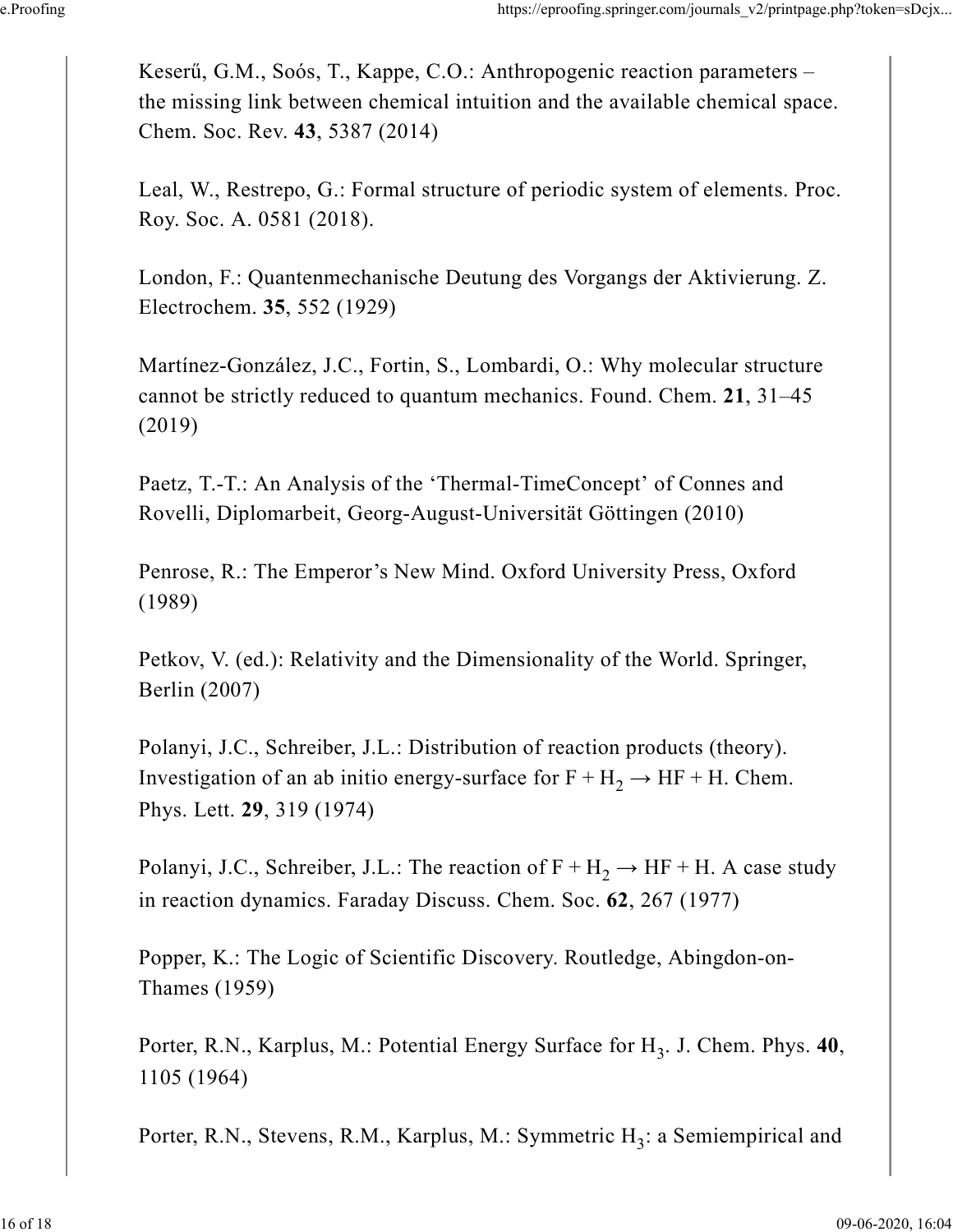Keserű, G.M., Soós, T., Kappe, C.O.: Anthropogenic reaction parameters – the missing link between chemical intuition and the available chemical space. Chem. Soc. Rev. **43**, 5387 (2014)

Leal, W., Restrepo, G.: Formal structure of periodic system of elements. Proc. Roy. Soc. A. 0581 (2018).

London, F.: Quantenmechanische Deutung des Vorgangs der Aktivierung. Z. Electrochem. **35**, 552 (1929)

Martínez-González, J.C., Fortin, S., Lombardi, O.: Why molecular structure cannot be strictly reduced to quantum mechanics. Found. Chem. **21**, 31–45 (2019)

Paetz, T.-T.: An Analysis of the 'Thermal-TimeConcept' of Connes and Rovelli, Diplomarbeit, Georg-August-Universität Göttingen (2010)

Penrose, R.: The Emperor's New Mind. Oxford University Press, Oxford (1989)

Petkov, V. (ed.): Relativity and the Dimensionality of the World. Springer, Berlin (2007)

Polanyi, J.C., Schreiber, J.L.: Distribution of reaction products (theory). Investigation of an ab initio energy-surface for $F + H_2 \rightarrow HF + H$. Chem. Phys. Lett. **29**, 319 (1974)

Polanyi, J.C., Schreiber, J.L.: The reaction of $F + H_2 \rightarrow HF + H$. A case study in reaction dynamics. Faraday Discuss. Chem. Soc. **62**, 267 (1977)

Popper, K.: The Logic of Scientific Discovery. Routledge, Abingdon-on-Thames (1959)

Porter, R.N., Karplus, M.: Potential Energy Surface for $H_3$. J. Chem. Phys. **40**, 1105 (1964)

Porter, R.N., Stevens, R.M., Karplus, M.: Symmetric $H_3$: a Semiempirical and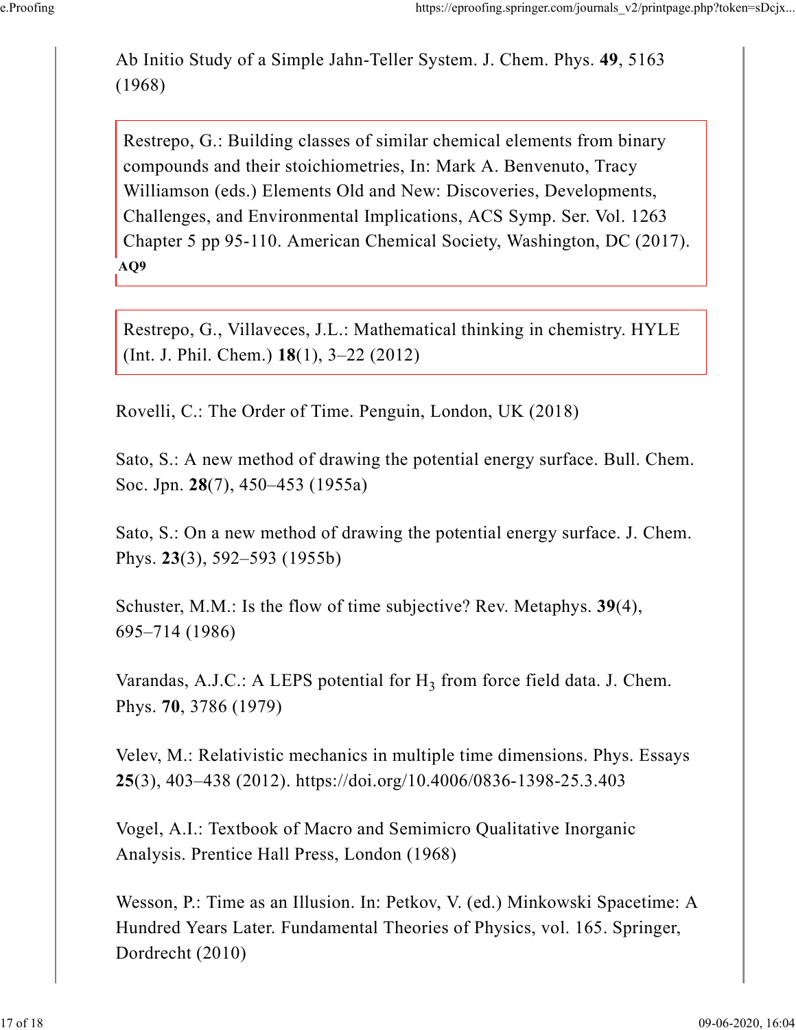Ab Initio Study of a Simple Jahn-Teller System. J. Chem. Phys. **49**, 5163 (1968)

Restrepo, G.: Building classes of similar chemical elements from binary compounds and their stoichiometries, In: Mark A. Benvenuto, Tracy Williamson (eds.) Elements Old and New: Discoveries, Developments, Challenges, and Environmental Implications, ACS Symp. Ser. Vol. 1263 Chapter 5 pp 95-110. American Chemical Society, Washington, DC (2017). **AQ9**

Restrepo, G., Villaveces, J.L.: Mathematical thinking in chemistry. HYLE (Int. J. Phil. Chem.) **18**(1), 3–22 (2012)

Rovelli, C.: The Order of Time. Penguin, London, UK (2018)

Sato, S.: A new method of drawing the potential energy surface. Bull. Chem. Soc. Jpn. **28**(7), 450–453 (1955a)

Sato, S.: On a new method of drawing the potential energy surface. J. Chem. Phys. **23**(3), 592–593 (1955b)

Schuster, M.M.: Is the flow of time subjective? Rev. Metaphys. **39**(4), 695–714 (1986)

Varandas, A.J.C.: A LEPS potential for $H_3$ from force field data. J. Chem. Phys. **70**, 3786 (1979)

Velev, M.: Relativistic mechanics in multiple time dimensions. Phys. Essays **25**(3), 403–438 (2012). https://doi.org/10.4006/0836-1398-25.3.403

Vogel, A.I.: Textbook of Macro and Semimicro Qualitative Inorganic Analysis. Prentice Hall Press, London (1968)

Wesson, P.: Time as an Illusion. In: Petkov, V. (ed.) Minkowski Spacetime: A Hundred Years Later. Fundamental Theories of Physics, vol. 165. Springer, Dordrecht (2010)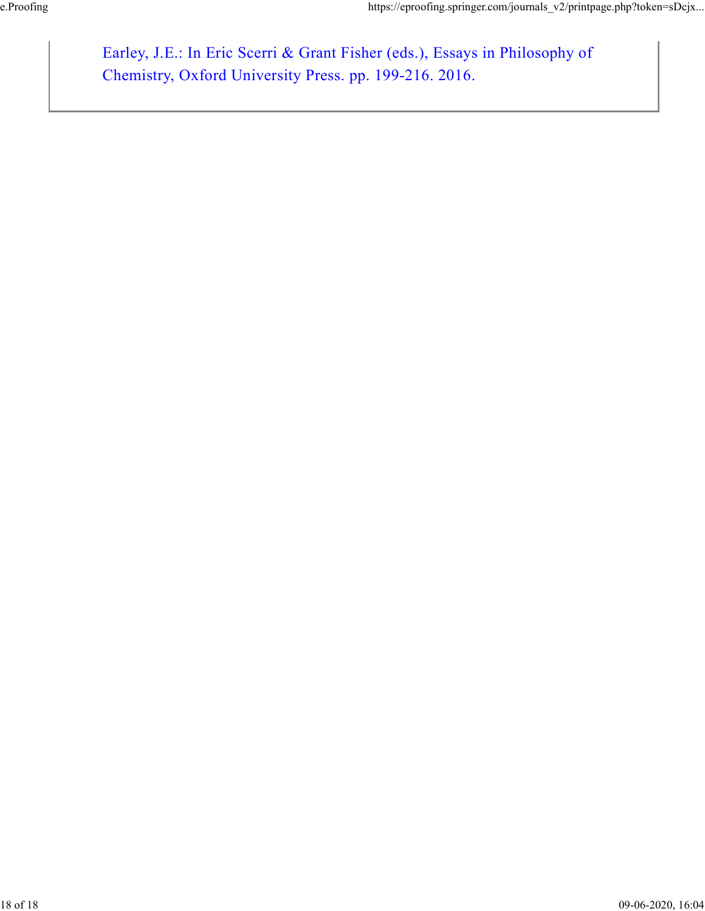Earley, J.E.: In Eric Scerri & Grant Fisher (eds.), Essays in Philosophy of Chemistry, Oxford University Press. pp. 199-216. 2016.